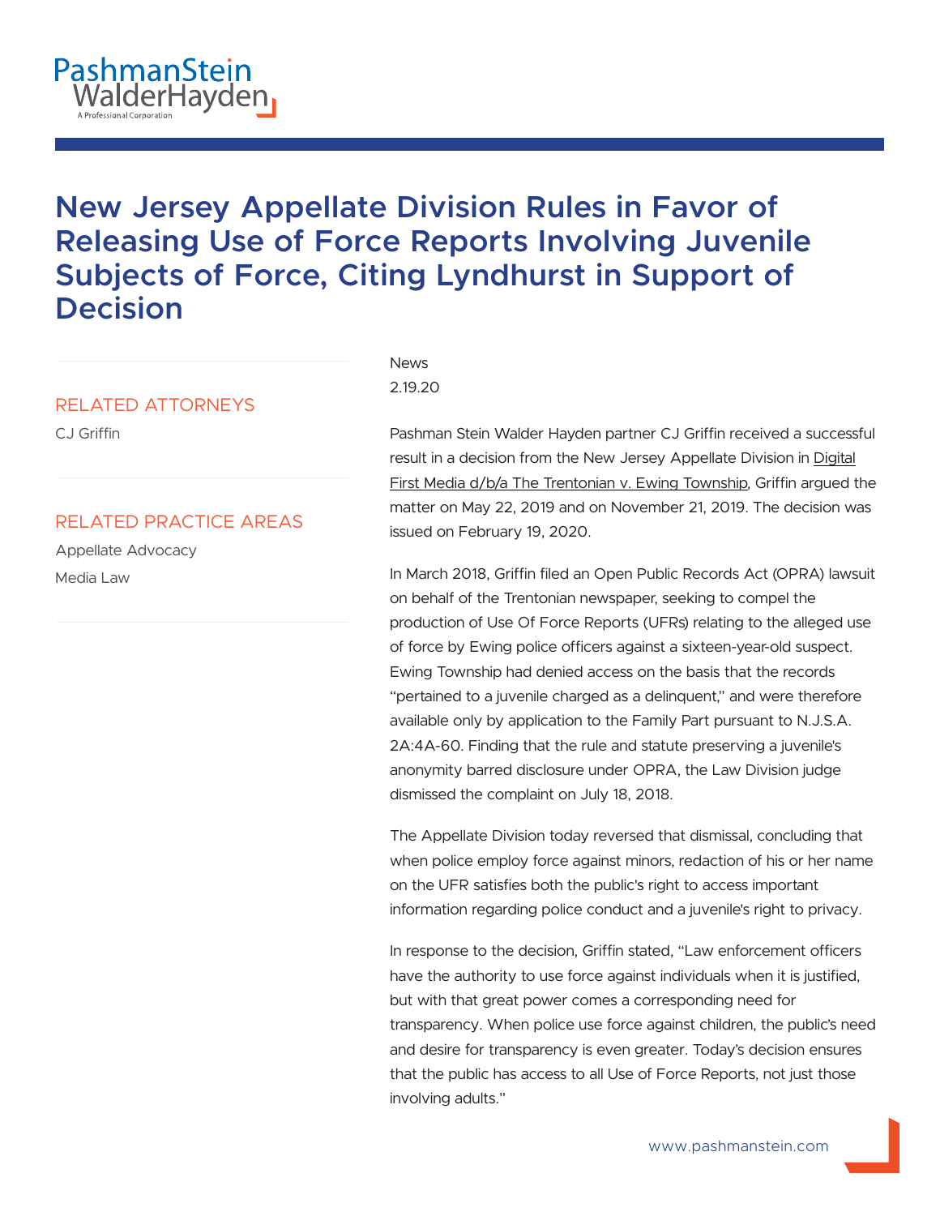# New Jersey Appellate Division Rules in Favor of Releasing Use of Force Reports Involving Juvenile Subjects of Force, Citing Lyndhurst in Support of Decision

## RELATED ATTORNEYS

CJ Griffin

## RELATED PRACTICE AREAS

Appellate Advocacy

Media Law

News

2.19.20

Pashman Stein Walder Hayden partner CJ Griffin received a successful result in a decision from the New Jersey Appellate Division in Digital First Media d/b/a The Trentonian v. Ewing Township, Griffin argued the matter on May 22, 2019 and on November 21, 2019. The decision was issued on February 19, 2020.

In March 2018, Griffin filed an Open Public Records Act (OPRA) lawsuit on behalf of the Trentonian newspaper, seeking to compel the production of Use Of Force Reports (UFRs) relating to the alleged use of force by Ewing police officers against a sixteen-year-old suspect. Ewing Township had denied access on the basis that the records "pertained to a juvenile charged as a delinquent," and were therefore available only by application to the Family Part pursuant to N.J.S.A. 2A:4A-60. Finding that the rule and statute preserving a juvenile's anonymity barred disclosure under OPRA, the Law Division judge dismissed the complaint on July 18, 2018.

The Appellate Division today reversed that dismissal, concluding that when police employ force against minors, redaction of his or her name on the UFR satisfies both the public's right to access important information regarding police conduct and a juvenile's right to privacy.

In response to the decision, Griffin stated, "Law enforcement officers have the authority to use force against individuals when it is justified, but with that great power comes a corresponding need for transparency. When police use force against children, the public's need and desire for transparency is even greater. Today's decision ensures that the public has access to all Use of Force Reports, not just those involving adults."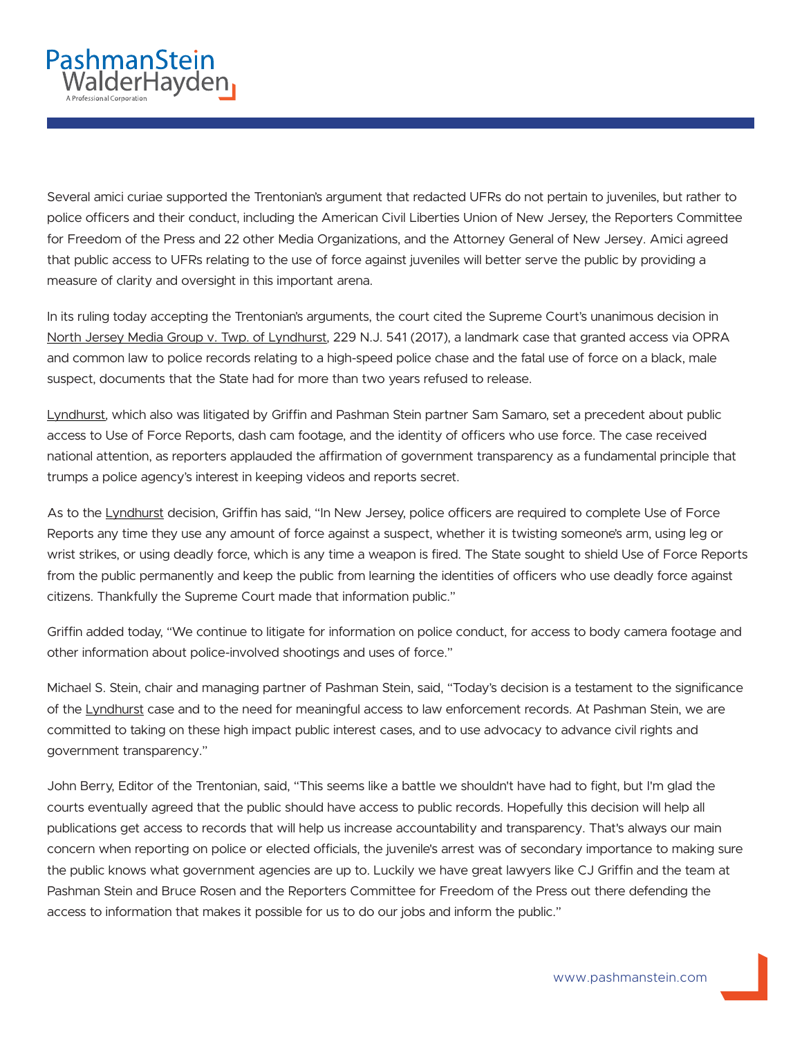Several amici curiae supported the Trentonian's argument that redacted UFRs do not pertain to juveniles, but rather to police officers and their conduct, including the American Civil Liberties Union of New Jersey, the Reporters Committee for Freedom of the Press and 22 other Media Organizations, and the Attorney General of New Jersey. Amici agreed that public access to UFRs relating to the use of force against juveniles will better serve the public by providing a measure of clarity and oversight in this important arena.

In its ruling today accepting the Trentonian's arguments, the court cited the Supreme Court's unanimous decision in North Jersey Media Group v. Twp. of Lyndhurst, 229 N.J. 541 (2017), a landmark case that granted access via OPRA and common law to police records relating to a high-speed police chase and the fatal use of force on a black, male suspect, documents that the State had for more than two years refused to release.

Lyndhurst, which also was litigated by Griffin and Pashman Stein partner Sam Samaro, set a precedent about public access to Use of Force Reports, dash cam footage, and the identity of officers who use force. The case received national attention, as reporters applauded the affirmation of government transparency as a fundamental principle that trumps a police agency's interest in keeping videos and reports secret.

As to the Lyndhurst decision, Griffin has said, "In New Jersey, police officers are required to complete Use of Force Reports any time they use any amount of force against a suspect, whether it is twisting someone's arm, using leg or wrist strikes, or using deadly force, which is any time a weapon is fired. The State sought to shield Use of Force Reports from the public permanently and keep the public from learning the identities of officers who use deadly force against citizens. Thankfully the Supreme Court made that information public."

Griffin added today, "We continue to litigate for information on police conduct, for access to body camera footage and other information about police-involved shootings and uses of force."

Michael S. Stein, chair and managing partner of Pashman Stein, said, "Today's decision is a testament to the significance of the Lyndhurst case and to the need for meaningful access to law enforcement records. At Pashman Stein, we are committed to taking on these high impact public interest cases, and to use advocacy to advance civil rights and government transparency."

John Berry, Editor of the Trentonian, said, "This seems like a battle we shouldn't have had to fight, but I'm glad the courts eventually agreed that the public should have access to public records. Hopefully this decision will help all publications get access to records that will help us increase accountability and transparency. That's always our main concern when reporting on police or elected officials, the juvenile's arrest was of secondary importance to making sure the public knows what government agencies are up to. Luckily we have great lawyers like CJ Griffin and the team at Pashman Stein and Bruce Rosen and the Reporters Committee for Freedom of the Press out there defending the access to information that makes it possible for us to do our jobs and inform the public."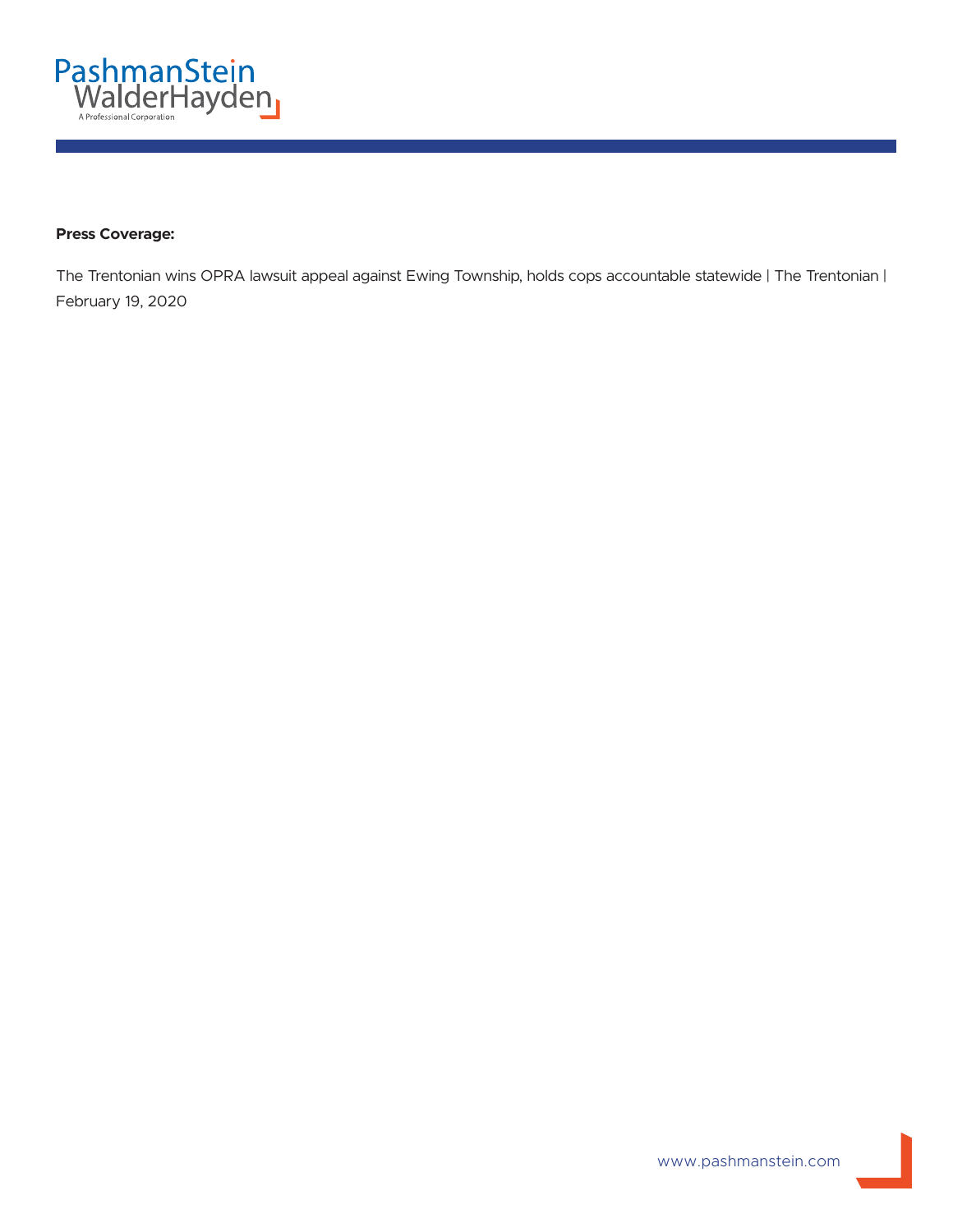**Press Coverage:**

The Trentonian wins OPRA lawsuit appeal against Ewing Township, holds cops accountable statewide | The Trentonian | February 19, 2020